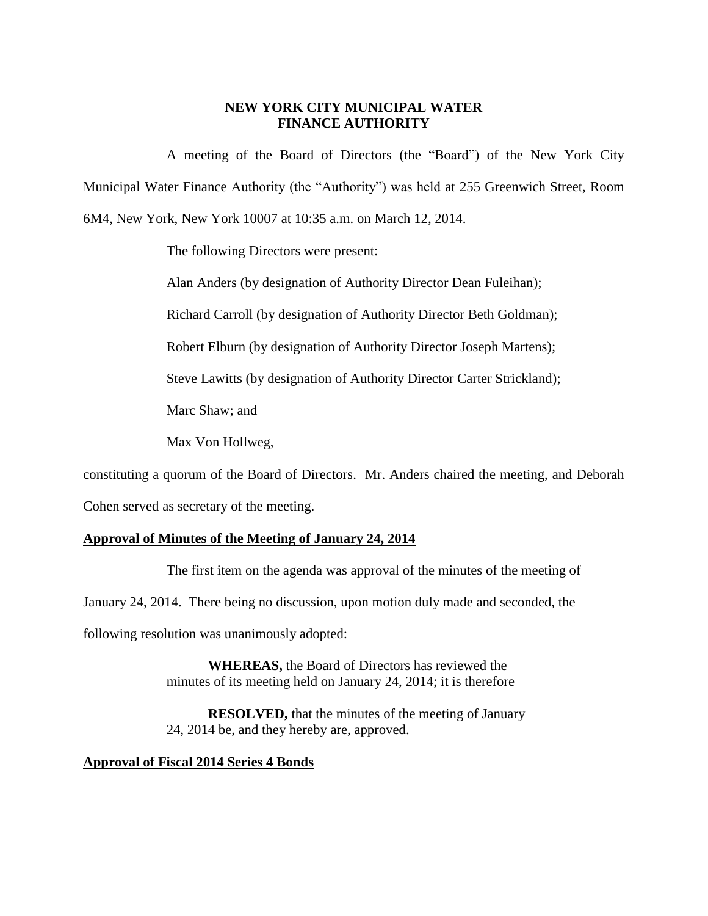# NEW YORK CITY MUNICIPAL WATER FINANCE AUTHORITY

A meeting of the Board of Directors (the "Board") of the New York City Municipal Water Finance Authority (the "Authority") was held at 255 Greenwich Street, Room 6M4, New York, New York 10007 at 10:35 a.m. on March 12, 2014.

The following Directors were present:

Alan Anders (by designation of Authority Director Dean Fuleihan);

Richard Carroll (by designation of Authority Director Beth Goldman);

Robert Elburn (by designation of Authority Director Joseph Martens);

Steve Lawitts (by designation of Authority Director Carter Strickland);

Marc Shaw; and

Max Von Hollweg,

constituting a quorum of the Board of Directors. Mr. Anders chaired the meeting, and Deborah Cohen served as secretary of the meeting.

## Approval of Minutes of the Meeting of January 24, 2014

The first item on the agenda was approval of the minutes of the meeting of January 24, 2014. There being no discussion, upon motion duly made and seconded, the following resolution was unanimously adopted:

> **WHEREAS,** the Board of Directors has reviewed the minutes of its meeting held on January 24, 2014; it is therefore
>
> **RESOLVED,** that the minutes of the meeting of January 24, 2014 be, and they hereby are, approved.

## Approval of Fiscal 2014 Series 4 Bonds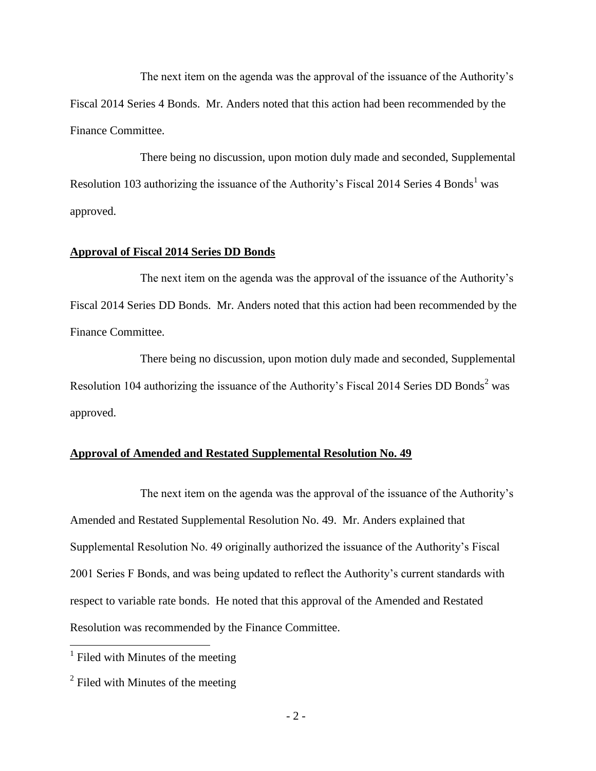The next item on the agenda was the approval of the issuance of the Authority's Fiscal 2014 Series 4 Bonds. Mr. Anders noted that this action had been recommended by the Finance Committee.

There being no discussion, upon motion duly made and seconded, Supplemental Resolution 103 authorizing the issuance of the Authority's Fiscal 2014 Series 4 Bonds[1] was approved.

**Approval of Fiscal 2014 Series DD Bonds**

The next item on the agenda was the approval of the issuance of the Authority's Fiscal 2014 Series DD Bonds. Mr. Anders noted that this action had been recommended by the Finance Committee.

There being no discussion, upon motion duly made and seconded, Supplemental Resolution 104 authorizing the issuance of the Authority's Fiscal 2014 Series DD Bonds[2] was approved.

**Approval of Amended and Restated Supplemental Resolution No. 49**

The next item on the agenda was the approval of the issuance of the Authority's Amended and Restated Supplemental Resolution No. 49. Mr. Anders explained that Supplemental Resolution No. 49 originally authorized the issuance of the Authority's Fiscal 2001 Series F Bonds, and was being updated to reflect the Authority's current standards with respect to variable rate bonds. He noted that this approval of the Amended and Restated Resolution was recommended by the Finance Committee.

---

[1] Filed with Minutes of the meeting

[2] Filed with Minutes of the meeting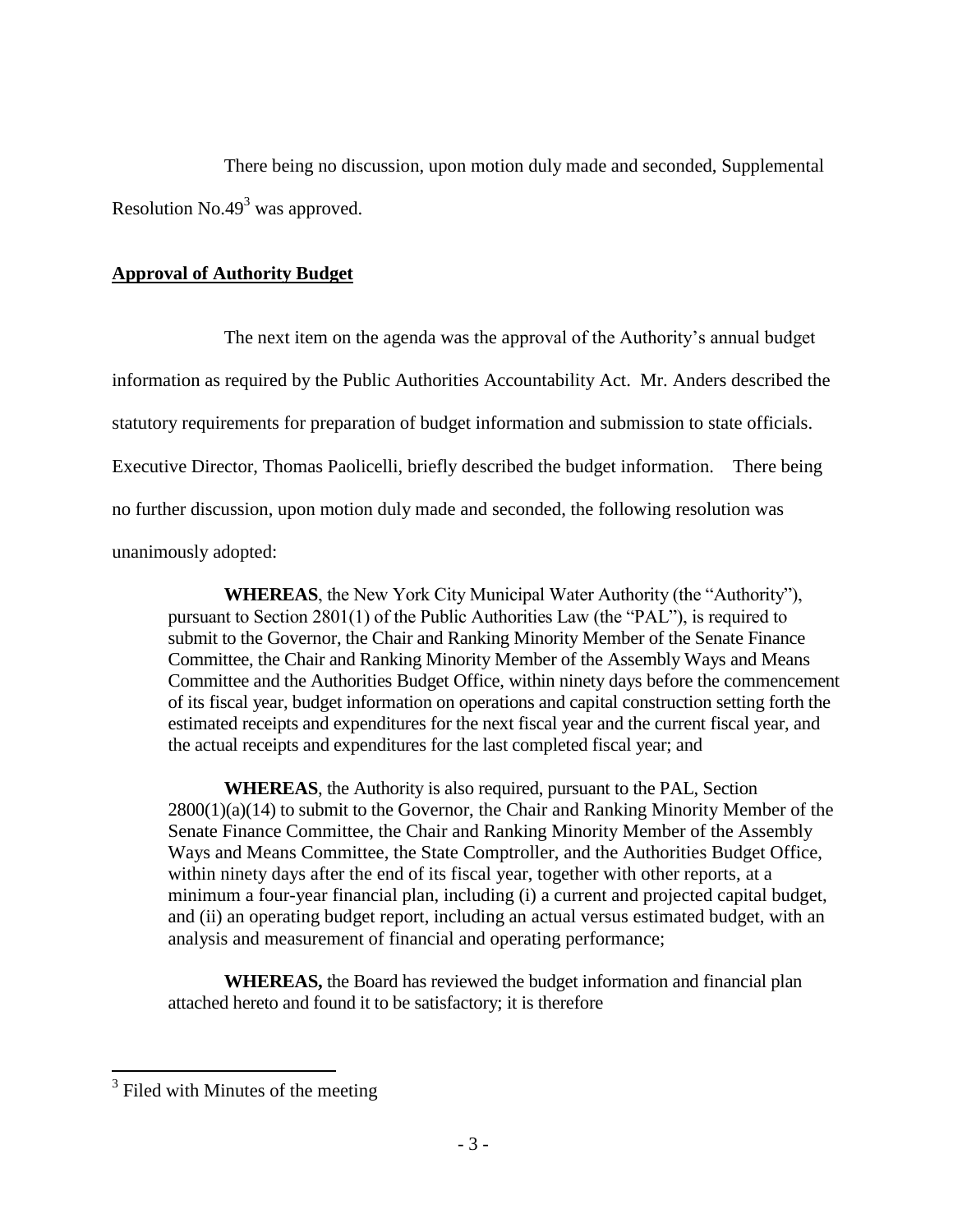There being no discussion, upon motion duly made and seconded, Supplemental Resolution No.49[3] was approved.

**Approval of Authority Budget**

The next item on the agenda was the approval of the Authority's annual budget information as required by the Public Authorities Accountability Act. Mr. Anders described the statutory requirements for preparation of budget information and submission to state officials. Executive Director, Thomas Paolicelli, briefly described the budget information. There being no further discussion, upon motion duly made and seconded, the following resolution was unanimously adopted:

> **WHEREAS**, the New York City Municipal Water Authority (the "Authority"), pursuant to Section 2801(1) of the Public Authorities Law (the "PAL"), is required to submit to the Governor, the Chair and Ranking Minority Member of the Senate Finance Committee, the Chair and Ranking Minority Member of the Assembly Ways and Means Committee and the Authorities Budget Office, within ninety days before the commencement of its fiscal year, budget information on operations and capital construction setting forth the estimated receipts and expenditures for the next fiscal year and the current fiscal year, and the actual receipts and expenditures for the last completed fiscal year; and
>
> **WHEREAS**, the Authority is also required, pursuant to the PAL, Section 2800(1)(a)(14) to submit to the Governor, the Chair and Ranking Minority Member of the Senate Finance Committee, the Chair and Ranking Minority Member of the Assembly Ways and Means Committee, the State Comptroller, and the Authorities Budget Office, within ninety days after the end of its fiscal year, together with other reports, at a minimum a four-year financial plan, including (i) a current and projected capital budget, and (ii) an operating budget report, including an actual versus estimated budget, with an analysis and measurement of financial and operating performance;
>
> **WHEREAS,** the Board has reviewed the budget information and financial plan attached hereto and found it to be satisfactory; it is therefore

[3] Filed with Minutes of the meeting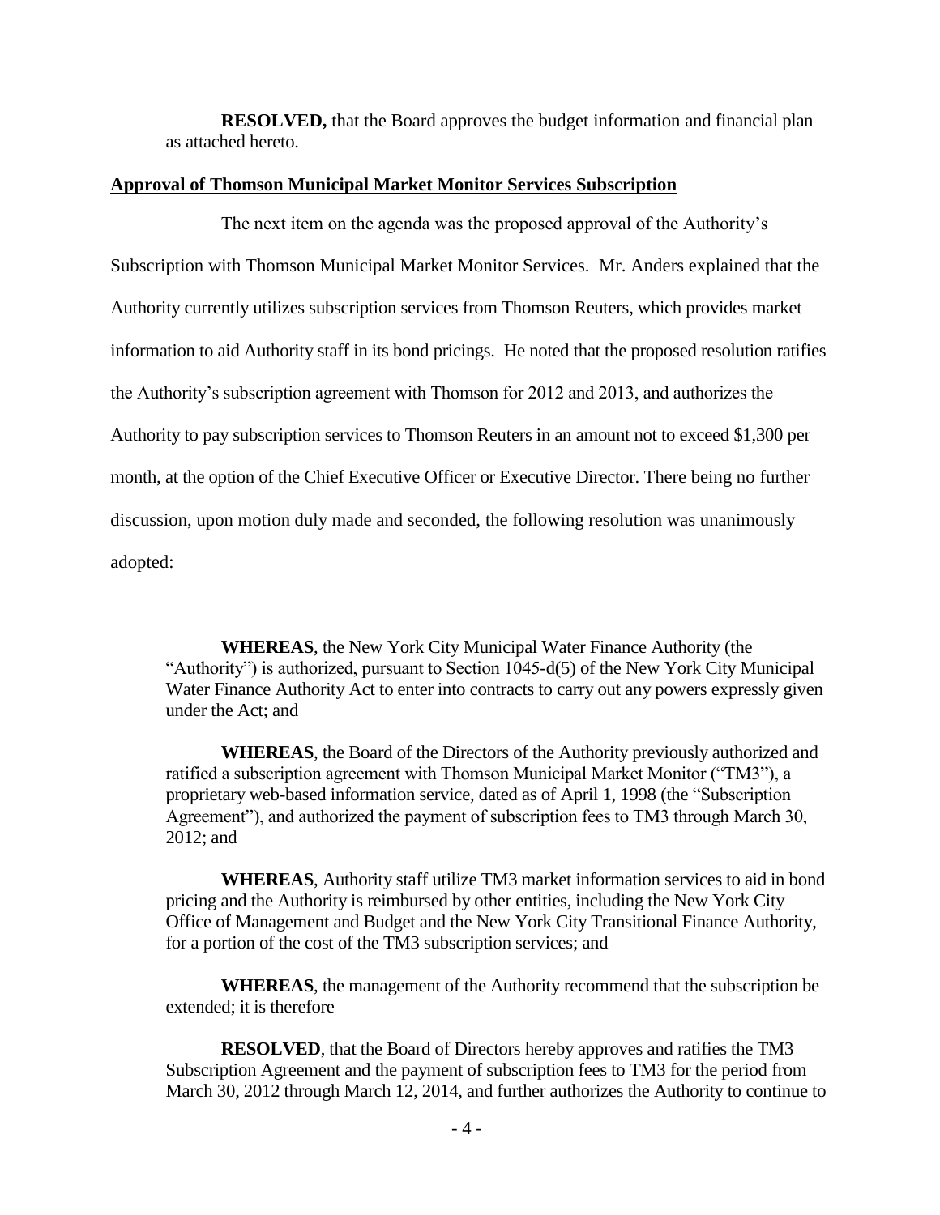**RESOLVED,** that the Board approves the budget information and financial plan as attached hereto.

## Approval of Thomson Municipal Market Monitor Services Subscription

The next item on the agenda was the proposed approval of the Authority's Subscription with Thomson Municipal Market Monitor Services. Mr. Anders explained that the Authority currently utilizes subscription services from Thomson Reuters, which provides market information to aid Authority staff in its bond pricings. He noted that the proposed resolution ratifies the Authority's subscription agreement with Thomson for 2012 and 2013, and authorizes the Authority to pay subscription services to Thomson Reuters in an amount not to exceed $1,300 per month, at the option of the Chief Executive Officer or Executive Director. There being no further discussion, upon motion duly made and seconded, the following resolution was unanimously adopted:

**WHEREAS**, the New York City Municipal Water Finance Authority (the "Authority") is authorized, pursuant to Section 1045-d(5) of the New York City Municipal Water Finance Authority Act to enter into contracts to carry out any powers expressly given under the Act; and

**WHEREAS**, the Board of the Directors of the Authority previously authorized and ratified a subscription agreement with Thomson Municipal Market Monitor ("TM3"), a proprietary web-based information service, dated as of April 1, 1998 (the "Subscription Agreement"), and authorized the payment of subscription fees to TM3 through March 30, 2012; and

**WHEREAS**, Authority staff utilize TM3 market information services to aid in bond pricing and the Authority is reimbursed by other entities, including the New York City Office of Management and Budget and the New York City Transitional Finance Authority, for a portion of the cost of the TM3 subscription services; and

**WHEREAS**, the management of the Authority recommend that the subscription be extended; it is therefore

**RESOLVED**, that the Board of Directors hereby approves and ratifies the TM3 Subscription Agreement and the payment of subscription fees to TM3 for the period from March 30, 2012 through March 12, 2014, and further authorizes the Authority to continue to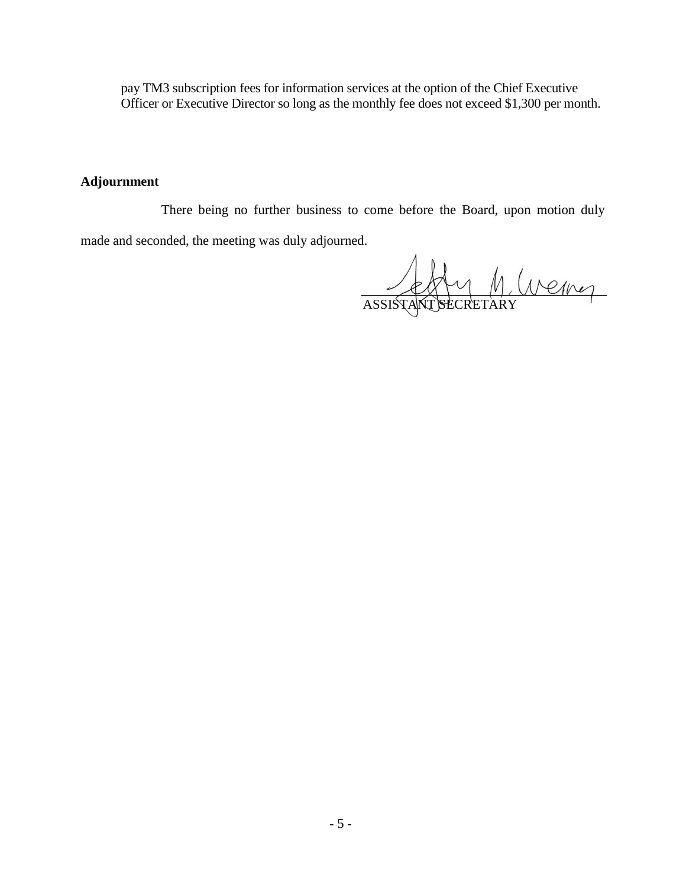pay TM3 subscription fees for information services at the option of the Chief Executive Officer or Executive Director so long as the monthly fee does not exceed $1,300 per month.

**Adjournment**

There being no further business to come before the Board, upon motion duly made and seconded, the meeting was duly adjourned.

ASSISTANT SECRETARY